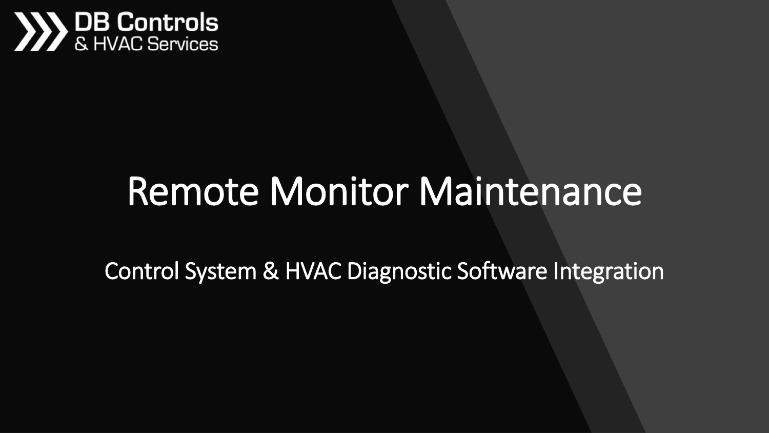DB Controls
& HVAC Services

# Remote Monitor Maintenance

## Control System & HVAC Diagnostic Software Integration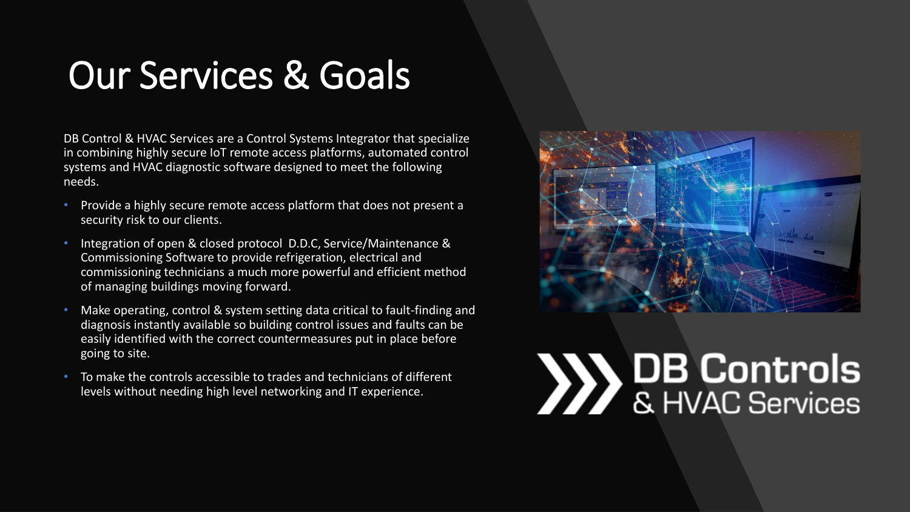# Our Services & Goals

DB Control & HVAC Services are a Control Systems Integrator that specialize in combining highly secure IoT remote access platforms, automated control systems and HVAC diagnostic software designed to meet the following needs.

- Provide a highly secure remote access platform that does not present a security risk to our clients.
- Integration of open & closed protocol D.D.C, Service/Maintenance & Commissioning Software to provide refrigeration, electrical and commissioning technicians a much more powerful and efficient method of managing buildings moving forward.
- Make operating, control & system setting data critical to fault-finding and diagnosis instantly available so building control issues and faults can be easily identified with the correct countermeasures put in place before going to site.
- To make the controls accessible to trades and technicians of different levels without needing high level networking and IT experience.

DB Controls
& HVAC Services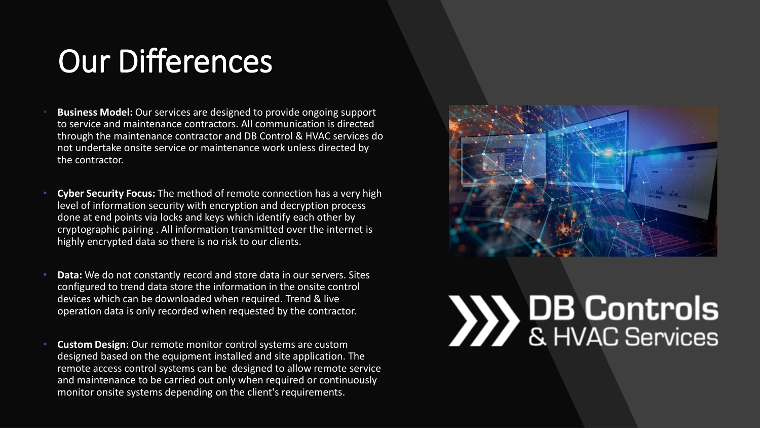# Our Differences

- **Business Model:** Our services are designed to provide ongoing support to service and maintenance contractors. All communication is directed through the maintenance contractor and DB Control & HVAC services do not undertake onsite service or maintenance work unless directed by the contractor.
- **Cyber Security Focus:** The method of remote connection has a very high level of information security with encryption and decryption process done at end points via locks and keys which identify each other by cryptographic pairing . All information transmitted over the internet is highly encrypted data so there is no risk to our clients.
- **Data:** We do not constantly record and store data in our servers. Sites configured to trend data store the information in the onsite control devices which can be downloaded when required. Trend & live operation data is only recorded when requested by the contractor.
- **Custom Design:** Our remote monitor control systems are custom designed based on the equipment installed and site application. The remote access control systems can be designed to allow remote service and maintenance to be carried out only when required or continuously monitor onsite systems depending on the client's requirements.

DB Controls & HVAC Services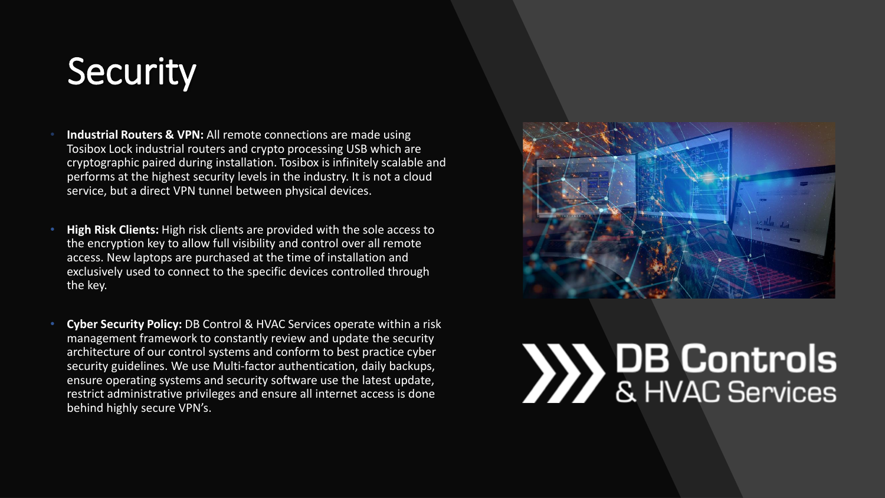# Security

- **Industrial Routers & VPN:** All remote connections are made using Tosibox Lock industrial routers and crypto processing USB which are cryptographic paired during installation. Tosibox is infinitely scalable and performs at the highest security levels in the industry. It is not a cloud service, but a direct VPN tunnel between physical devices.

- **High Risk Clients:** High risk clients are provided with the sole access to the encryption key to allow full visibility and control over all remote access. New laptops are purchased at the time of installation and exclusively used to connect to the specific devices controlled through the key.

- **Cyber Security Policy:** DB Control & HVAC Services operate within a risk management framework to constantly review and update the security architecture of our control systems and conform to best practice cyber security guidelines. We use Multi-factor authentication, daily backups, ensure operating systems and security software use the latest update, restrict administrative privileges and ensure all internet access is done behind highly secure VPN's.

DB Controls & HVAC Services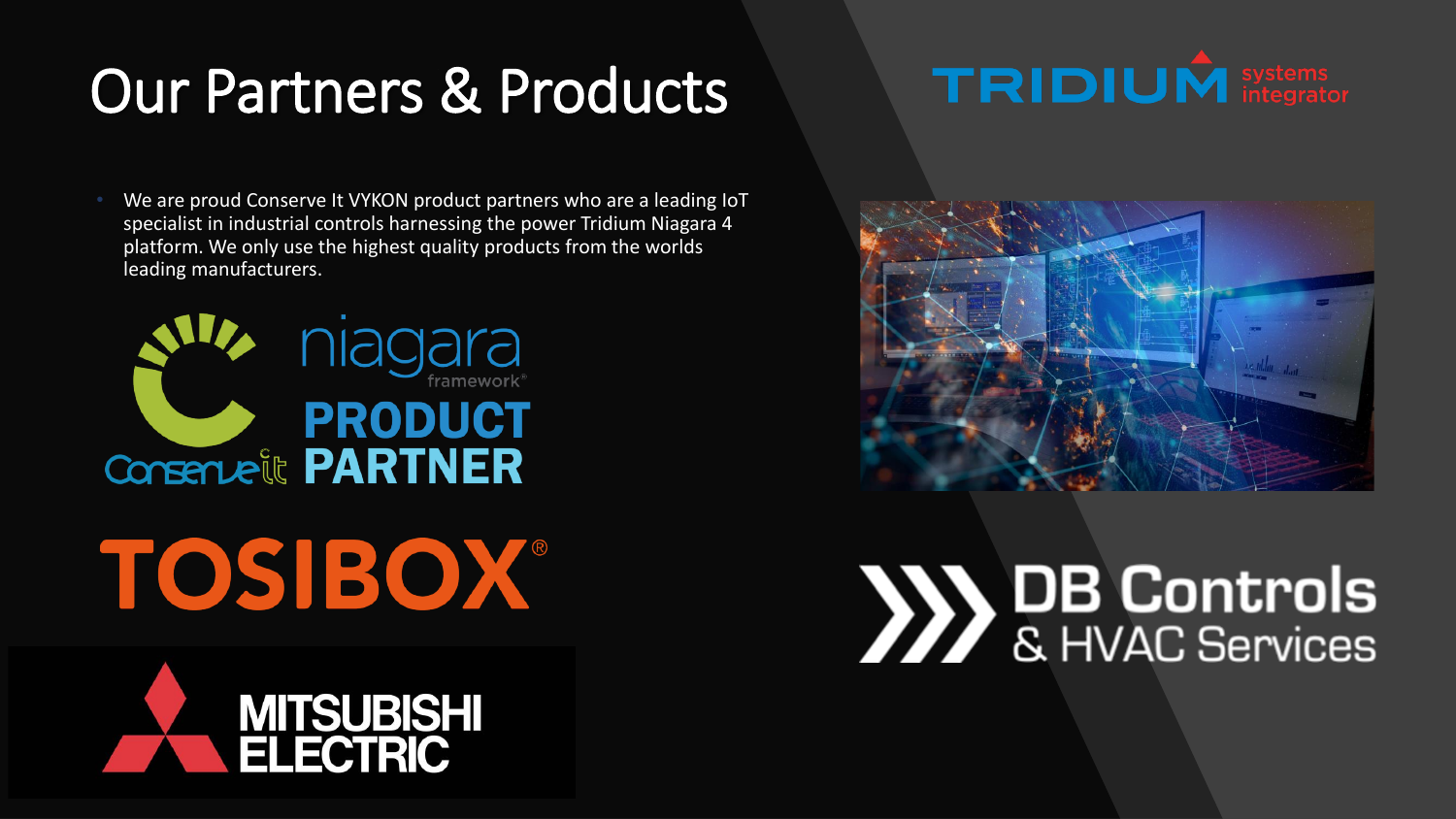# Our Partners & Products

- We are proud Conserve It VYKON product partners who are a leading IoT specialist in industrial controls harnessing the power Tridium Niagara 4 platform. We only use the highest quality products from the worlds leading manufacturers.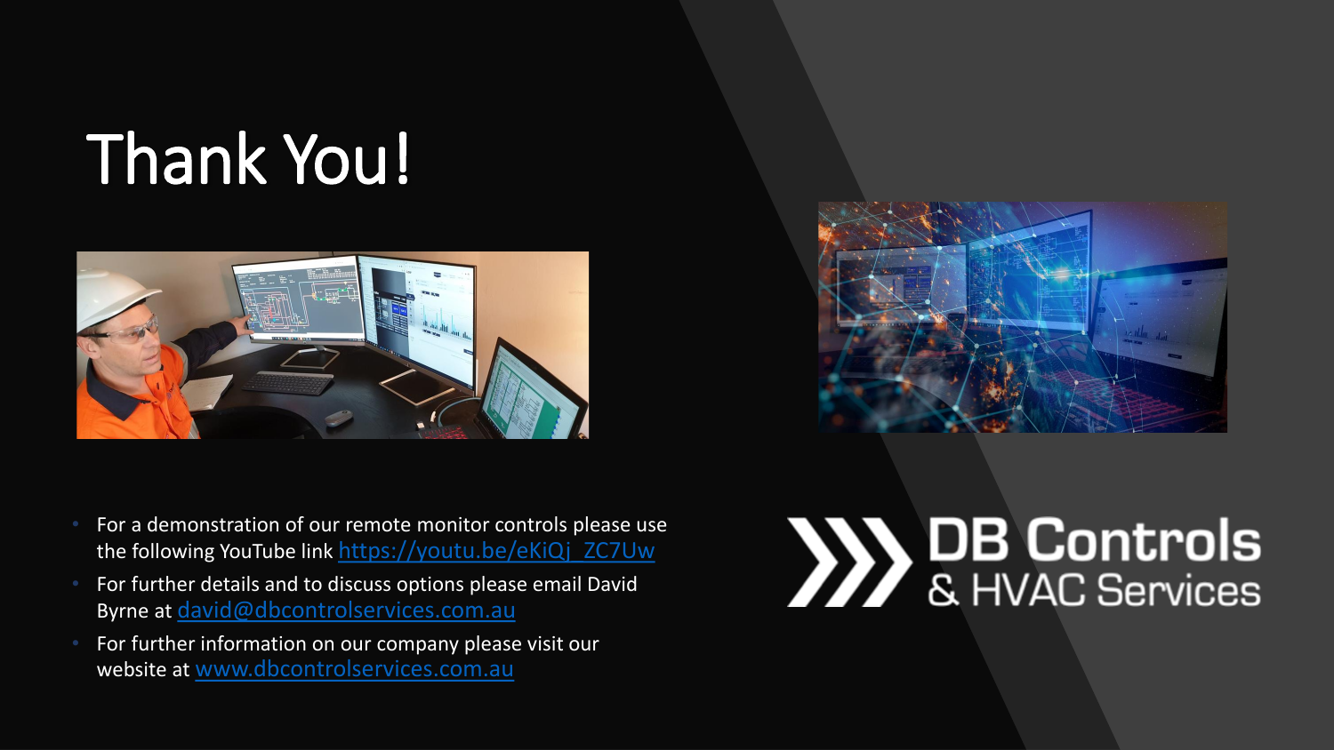# Thank You!

- For a demonstration of our remote monitor controls please use the following YouTube link https://youtu.be/eKiQj_ZC7Uw
- For further details and to discuss options please email David Byrne at david@dbcontrolservices.com.au
- For further information on our company please visit our website at www.dbcontrolservices.com.au

DB Controls & HVAC Services